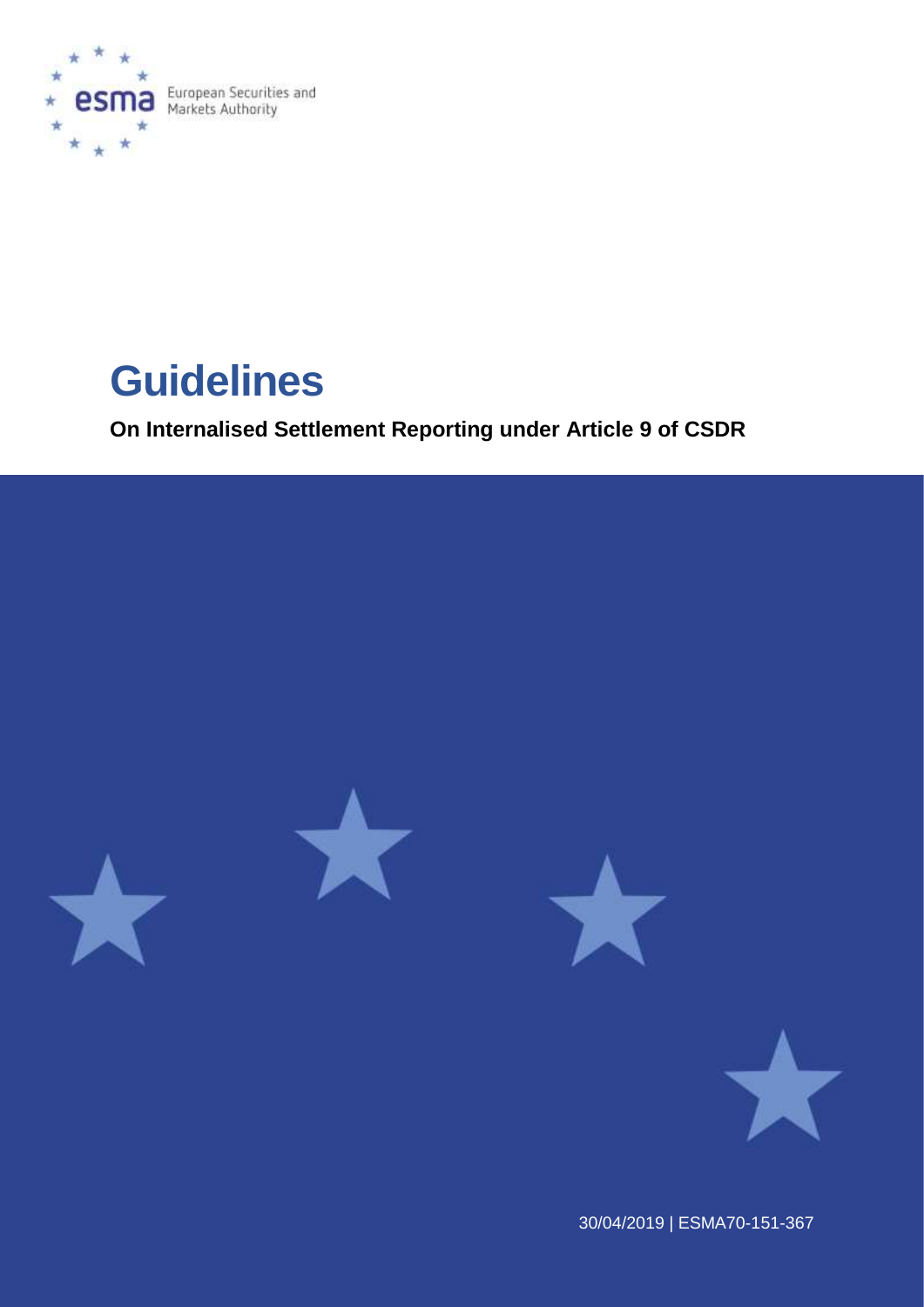European Securities and Markets Authority

# Guidelines

**On Internalised Settlement Reporting under Article 9 of CSDR**

30/04/2019 | ESMA70-151-367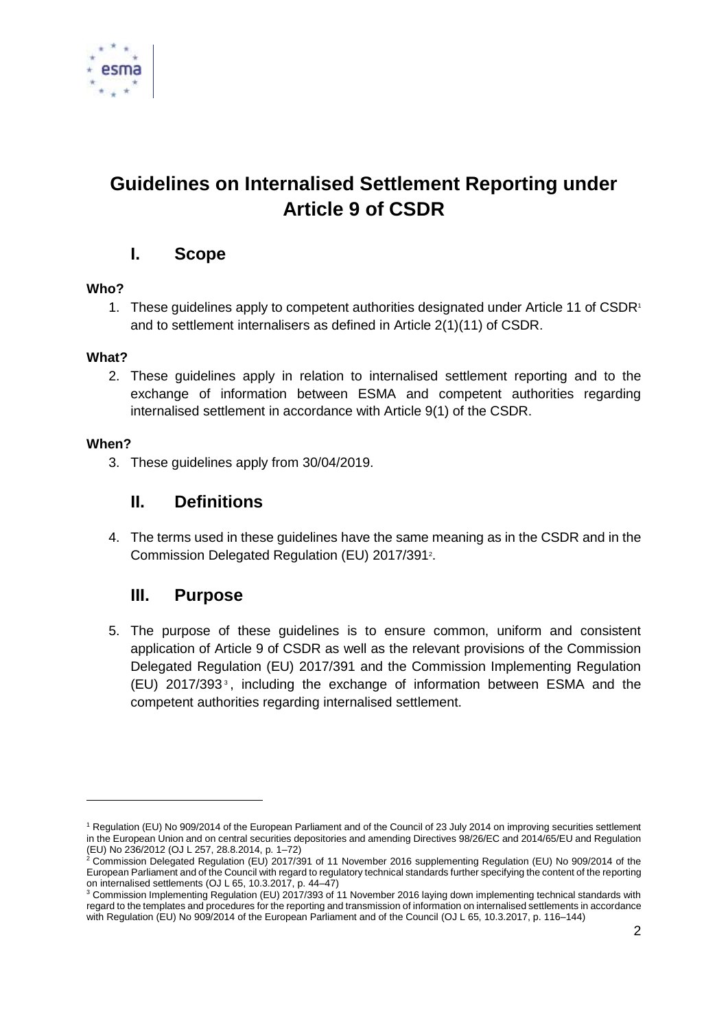# Guidelines on Internalised Settlement Reporting under Article 9 of CSDR

## I. Scope

**Who?**

1. These guidelines apply to competent authorities designated under Article 11 of CSDR[1] and to settlement internalisers as defined in Article 2(1)(11) of CSDR.

**What?**

2. These guidelines apply in relation to internalised settlement reporting and to the exchange of information between ESMA and competent authorities regarding internalised settlement in accordance with Article 9(1) of the CSDR.

**When?**

3. These guidelines apply from 30/04/2019.

## II. Definitions

4. The terms used in these guidelines have the same meaning as in the CSDR and in the Commission Delegated Regulation (EU) 2017/391[2].

## III. Purpose

5. The purpose of these guidelines is to ensure common, uniform and consistent application of Article 9 of CSDR as well as the relevant provisions of the Commission Delegated Regulation (EU) 2017/391 and the Commission Implementing Regulation (EU) 2017/393[3], including the exchange of information between ESMA and the competent authorities regarding internalised settlement.

---

[1] Regulation (EU) No 909/2014 of the European Parliament and of the Council of 23 July 2014 on improving securities settlement in the European Union and on central securities depositories and amending Directives 98/26/EC and 2014/65/EU and Regulation (EU) No 236/2012 (OJ L 257, 28.8.2014, p. 1–72)

[2] Commission Delegated Regulation (EU) 2017/391 of 11 November 2016 supplementing Regulation (EU) No 909/2014 of the European Parliament and of the Council with regard to regulatory technical standards further specifying the content of the reporting on internalised settlements (OJ L 65, 10.3.2017, p. 44–47)

[3] Commission Implementing Regulation (EU) 2017/393 of 11 November 2016 laying down implementing technical standards with regard to the templates and procedures for the reporting and transmission of information on internalised settlements in accordance with Regulation (EU) No 909/2014 of the European Parliament and of the Council (OJ L 65, 10.3.2017, p. 116–144)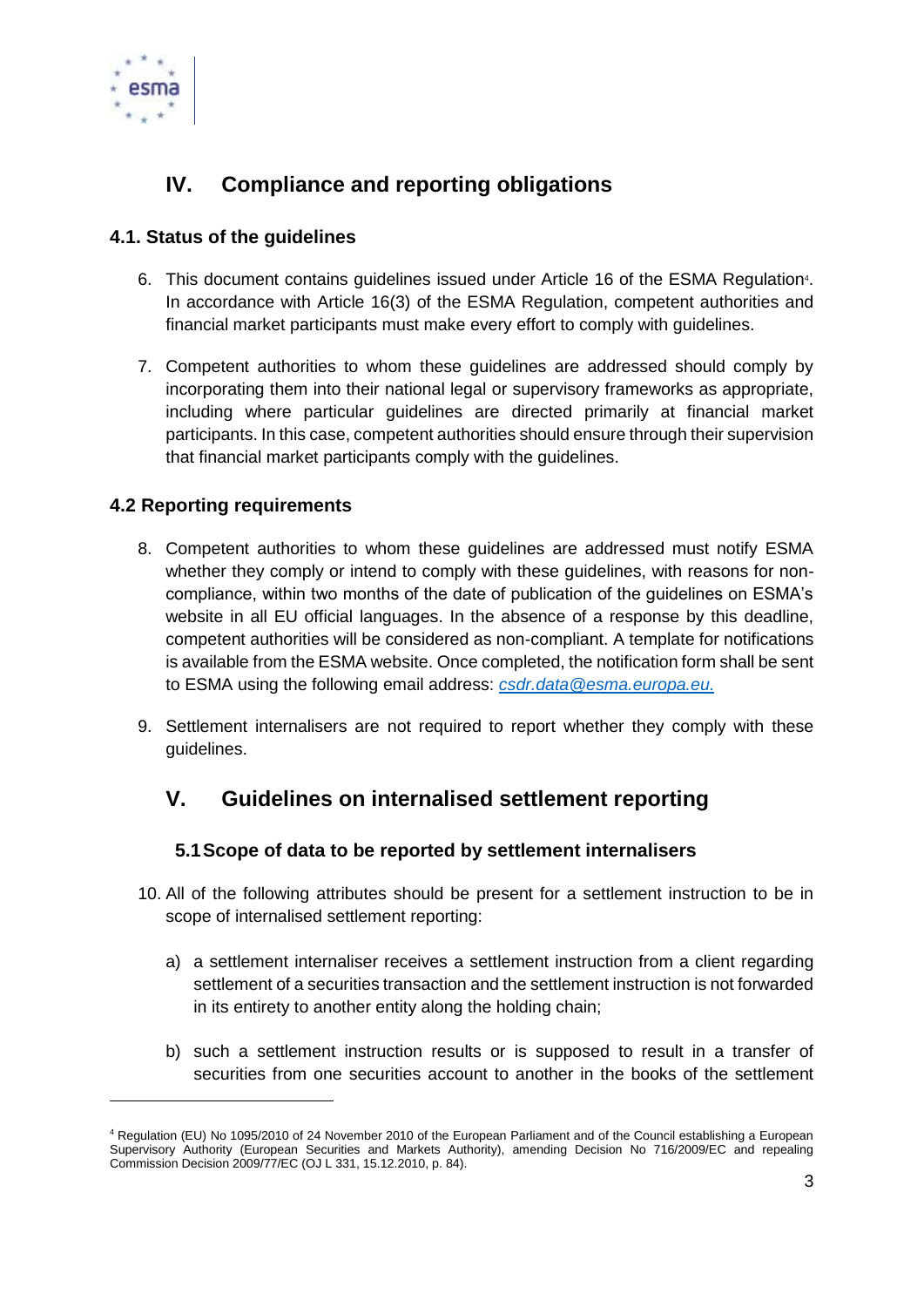# IV. Compliance and reporting obligations

## 4.1. Status of the guidelines

6. This document contains guidelines issued under Article 16 of the ESMA Regulation[4]. In accordance with Article 16(3) of the ESMA Regulation, competent authorities and financial market participants must make every effort to comply with guidelines.

7. Competent authorities to whom these guidelines are addressed should comply by incorporating them into their national legal or supervisory frameworks as appropriate, including where particular guidelines are directed primarily at financial market participants. In this case, competent authorities should ensure through their supervision that financial market participants comply with the guidelines.

## 4.2 Reporting requirements

8. Competent authorities to whom these guidelines are addressed must notify ESMA whether they comply or intend to comply with these guidelines, with reasons for non-compliance, within two months of the date of publication of the guidelines on ESMA's website in all EU official languages. In the absence of a response by this deadline, competent authorities will be considered as non-compliant. A template for notifications is available from the ESMA website. Once completed, the notification form shall be sent to ESMA using the following email address: *csdr.data@esma.europa.eu.*

9. Settlement internalisers are not required to report whether they comply with these guidelines.

# V. Guidelines on internalised settlement reporting

## 5.1 Scope of data to be reported by settlement internalisers

10. All of the following attributes should be present for a settlement instruction to be in scope of internalised settlement reporting:

    a) a settlement internaliser receives a settlement instruction from a client regarding settlement of a securities transaction and the settlement instruction is not forwarded in its entirety to another entity along the holding chain;

    b) such a settlement instruction results or is supposed to result in a transfer of securities from one securities account to another in the books of the settlement

---

[4] Regulation (EU) No 1095/2010 of 24 November 2010 of the European Parliament and of the Council establishing a European Supervisory Authority (European Securities and Markets Authority), amending Decision No 716/2009/EC and repealing Commission Decision 2009/77/EC (OJ L 331, 15.12.2010, p. 84).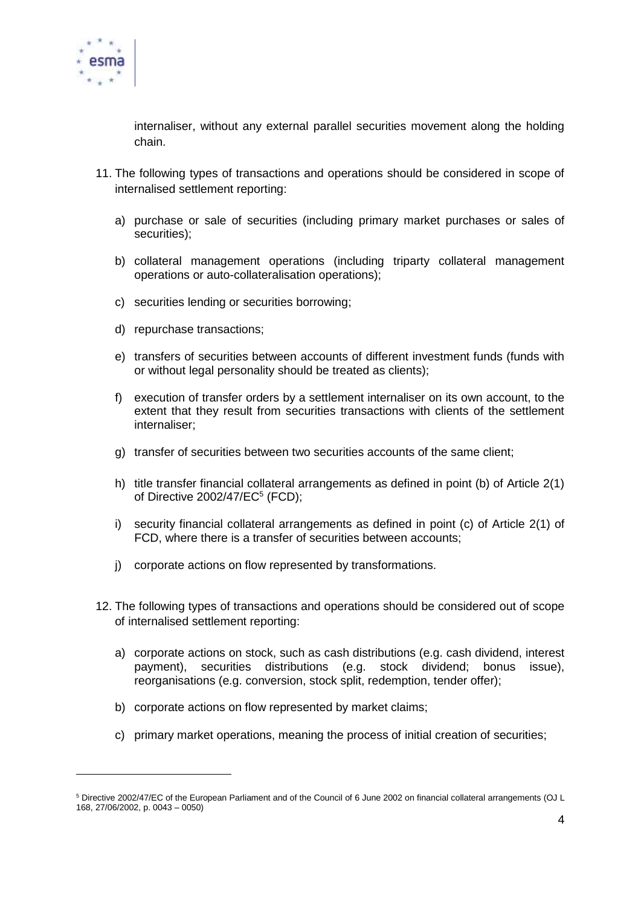internaliser, without any external parallel securities movement along the holding chain.

11. The following types of transactions and operations should be considered in scope of internalised settlement reporting:

    a) purchase or sale of securities (including primary market purchases or sales of securities);

    b) collateral management operations (including triparty collateral management operations or auto-collateralisation operations);

    c) securities lending or securities borrowing;

    d) repurchase transactions;

    e) transfers of securities between accounts of different investment funds (funds with or without legal personality should be treated as clients);

    f) execution of transfer orders by a settlement internaliser on its own account, to the extent that they result from securities transactions with clients of the settlement internaliser;

    g) transfer of securities between two securities accounts of the same client;

    h) title transfer financial collateral arrangements as defined in point (b) of Article 2(1) of Directive 2002/47/EC[5] (FCD);

    i) security financial collateral arrangements as defined in point (c) of Article 2(1) of FCD, where there is a transfer of securities between accounts;

    j) corporate actions on flow represented by transformations.

12. The following types of transactions and operations should be considered out of scope of internalised settlement reporting:

    a) corporate actions on stock, such as cash distributions (e.g. cash dividend, interest payment), securities distributions (e.g. stock dividend; bonus issue), reorganisations (e.g. conversion, stock split, redemption, tender offer);

    b) corporate actions on flow represented by market claims;

    c) primary market operations, meaning the process of initial creation of securities;

---

[5] Directive 2002/47/EC of the European Parliament and of the Council of 6 June 2002 on financial collateral arrangements (OJ L 168, 27/06/2002, p. 0043 – 0050)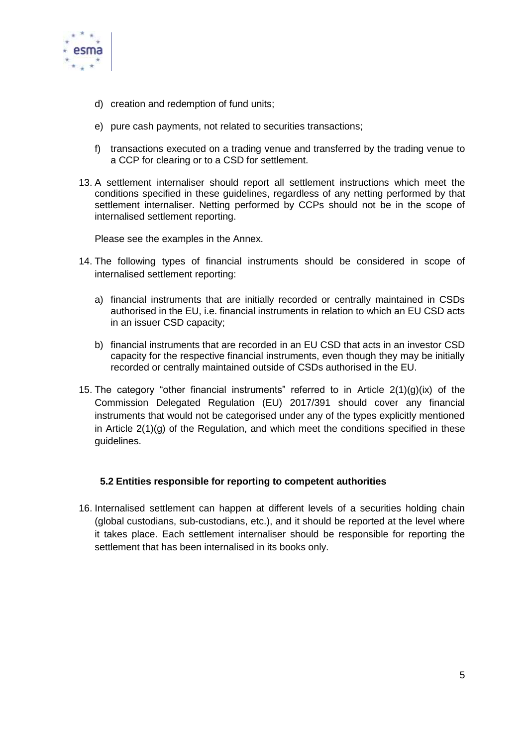d) creation and redemption of fund units;

e) pure cash payments, not related to securities transactions;

f) transactions executed on a trading venue and transferred by the trading venue to a CCP for clearing or to a CSD for settlement.

13. A settlement internaliser should report all settlement instructions which meet the conditions specified in these guidelines, regardless of any netting performed by that settlement internaliser. Netting performed by CCPs should not be in the scope of internalised settlement reporting.

    Please see the examples in the Annex.

14. The following types of financial instruments should be considered in scope of internalised settlement reporting:

    a) financial instruments that are initially recorded or centrally maintained in CSDs authorised in the EU, i.e. financial instruments in relation to which an EU CSD acts in an issuer CSD capacity;

    b) financial instruments that are recorded in an EU CSD that acts in an investor CSD capacity for the respective financial instruments, even though they may be initially recorded or centrally maintained outside of CSDs authorised in the EU.

15. The category "other financial instruments" referred to in Article 2(1)(g)(ix) of the Commission Delegated Regulation (EU) 2017/391 should cover any financial instruments that would not be categorised under any of the types explicitly mentioned in Article 2(1)(g) of the Regulation, and which meet the conditions specified in these guidelines.

### 5.2 Entities responsible for reporting to competent authorities

16. Internalised settlement can happen at different levels of a securities holding chain (global custodians, sub-custodians, etc.), and it should be reported at the level where it takes place. Each settlement internaliser should be responsible for reporting the settlement that has been internalised in its books only.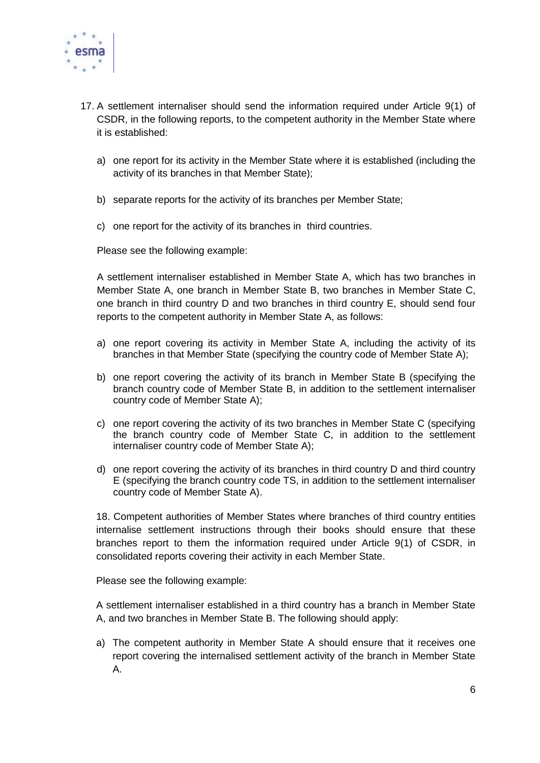17. A settlement internaliser should send the information required under Article 9(1) of CSDR, in the following reports, to the competent authority in the Member State where it is established:

    a) one report for its activity in the Member State where it is established (including the activity of its branches in that Member State);

    b) separate reports for the activity of its branches per Member State;

    c) one report for the activity of its branches in third countries.

    Please see the following example:

    A settlement internaliser established in Member State A, which has two branches in Member State A, one branch in Member State B, two branches in Member State C, one branch in third country D and two branches in third country E, should send four reports to the competent authority in Member State A, as follows:

    a) one report covering its activity in Member State A, including the activity of its branches in that Member State (specifying the country code of Member State A);

    b) one report covering the activity of its branch in Member State B (specifying the branch country code of Member State B, in addition to the settlement internaliser country code of Member State A);

    c) one report covering the activity of its two branches in Member State C (specifying the branch country code of Member State C, in addition to the settlement internaliser country code of Member State A);

    d) one report covering the activity of its branches in third country D and third country E (specifying the branch country code TS, in addition to the settlement internaliser country code of Member State A).

18. Competent authorities of Member States where branches of third country entities internalise settlement instructions through their books should ensure that these branches report to them the information required under Article 9(1) of CSDR, in consolidated reports covering their activity in each Member State.

    Please see the following example:

    A settlement internaliser established in a third country has a branch in Member State A, and two branches in Member State B. The following should apply:

    a) The competent authority in Member State A should ensure that it receives one report covering the internalised settlement activity of the branch in Member State A.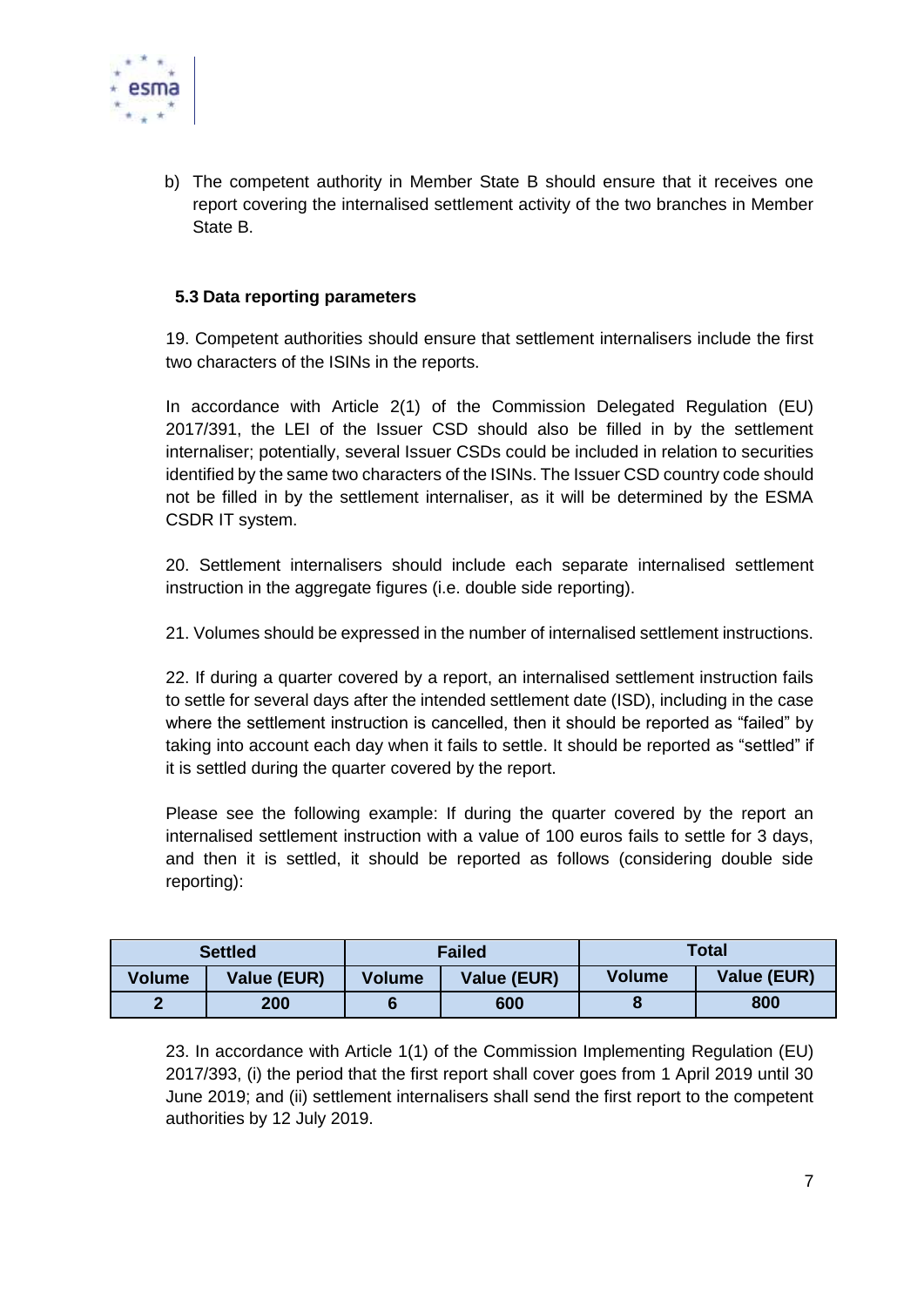b) The competent authority in Member State B should ensure that it receives one report covering the internalised settlement activity of the two branches in Member State B.

### 5.3 Data reporting parameters

19. Competent authorities should ensure that settlement internalisers include the first two characters of the ISINs in the reports.

In accordance with Article 2(1) of the Commission Delegated Regulation (EU) 2017/391, the LEI of the Issuer CSD should also be filled in by the settlement internaliser; potentially, several Issuer CSDs could be included in relation to securities identified by the same two characters of the ISINs. The Issuer CSD country code should not be filled in by the settlement internaliser, as it will be determined by the ESMA CSDR IT system.

20. Settlement internalisers should include each separate internalised settlement instruction in the aggregate figures (i.e. double side reporting).

21. Volumes should be expressed in the number of internalised settlement instructions.

22. If during a quarter covered by a report, an internalised settlement instruction fails to settle for several days after the intended settlement date (ISD), including in the case where the settlement instruction is cancelled, then it should be reported as "failed" by taking into account each day when it fails to settle. It should be reported as "settled" if it is settled during the quarter covered by the report.

Please see the following example: If during the quarter covered by the report an internalised settlement instruction with a value of 100 euros fails to settle for 3 days, and then it is settled, it should be reported as follows (considering double side reporting):

| Settled | | Failed | | Total | |
|---|---|---|---|---|---|
| **Volume** | **Value (EUR)** | **Volume** | **Value (EUR)** | **Volume** | **Value (EUR)** |
| **2** | **200** | **6** | **600** | **8** | **800** |

23. In accordance with Article 1(1) of the Commission Implementing Regulation (EU) 2017/393, (i) the period that the first report shall cover goes from 1 April 2019 until 30 June 2019; and (ii) settlement internalisers shall send the first report to the competent authorities by 12 July 2019.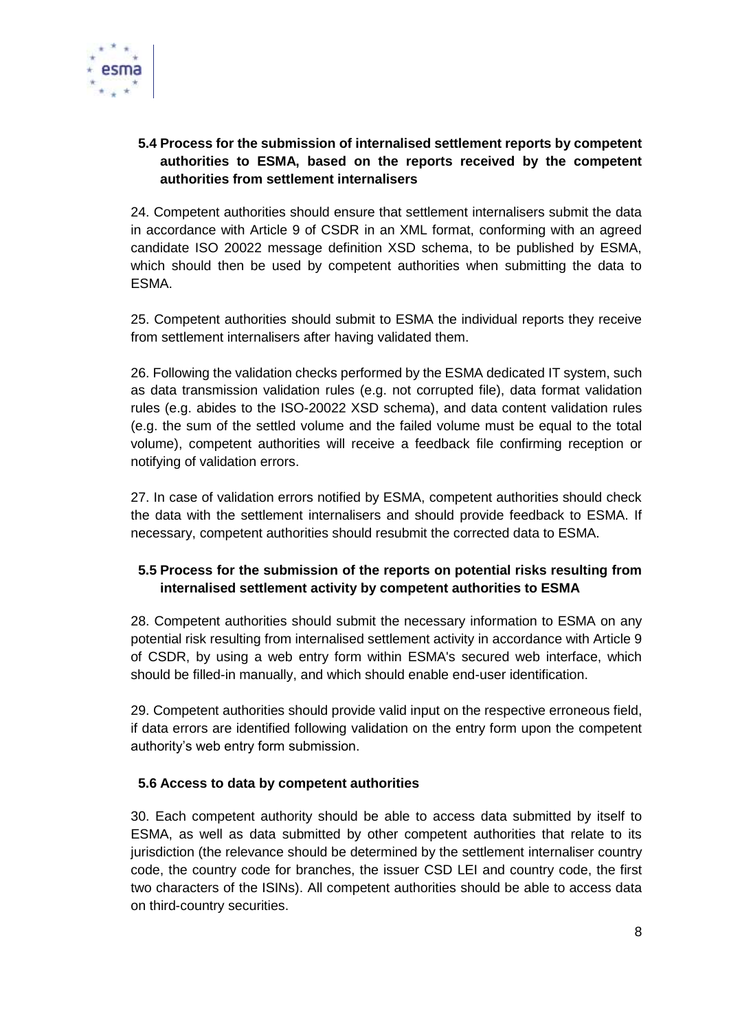### 5.4 Process for the submission of internalised settlement reports by competent authorities to ESMA, based on the reports received by the competent authorities from settlement internalisers

24. Competent authorities should ensure that settlement internalisers submit the data in accordance with Article 9 of CSDR in an XML format, conforming with an agreed candidate ISO 20022 message definition XSD schema, to be published by ESMA, which should then be used by competent authorities when submitting the data to ESMA.

25. Competent authorities should submit to ESMA the individual reports they receive from settlement internalisers after having validated them.

26. Following the validation checks performed by the ESMA dedicated IT system, such as data transmission validation rules (e.g. not corrupted file), data format validation rules (e.g. abides to the ISO-20022 XSD schema), and data content validation rules (e.g. the sum of the settled volume and the failed volume must be equal to the total volume), competent authorities will receive a feedback file confirming reception or notifying of validation errors.

27. In case of validation errors notified by ESMA, competent authorities should check the data with the settlement internalisers and should provide feedback to ESMA. If necessary, competent authorities should resubmit the corrected data to ESMA.

### 5.5 Process for the submission of the reports on potential risks resulting from internalised settlement activity by competent authorities to ESMA

28. Competent authorities should submit the necessary information to ESMA on any potential risk resulting from internalised settlement activity in accordance with Article 9 of CSDR, by using a web entry form within ESMA's secured web interface, which should be filled-in manually, and which should enable end-user identification.

29. Competent authorities should provide valid input on the respective erroneous field, if data errors are identified following validation on the entry form upon the competent authority's web entry form submission.

### 5.6 Access to data by competent authorities

30. Each competent authority should be able to access data submitted by itself to ESMA, as well as data submitted by other competent authorities that relate to its jurisdiction (the relevance should be determined by the settlement internaliser country code, the country code for branches, the issuer CSD LEI and country code, the first two characters of the ISINs). All competent authorities should be able to access data on third-country securities.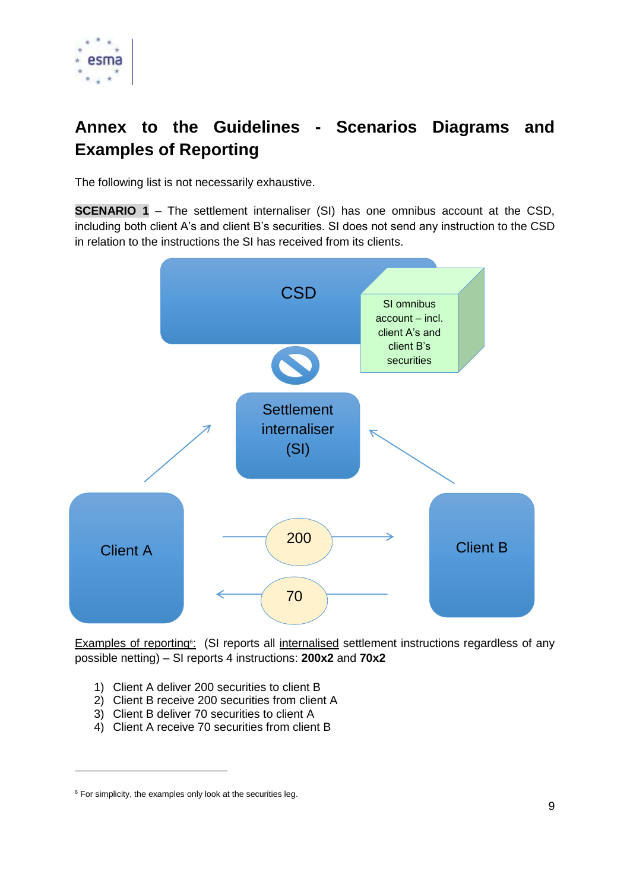# Annex to the Guidelines - Scenarios Diagrams and Examples of Reporting

The following list is not necessarily exhaustive.

**SCENARIO 1** – The settlement internaliser (SI) has one omnibus account at the CSD, including both client A's and client B's securities. SI does not send any instruction to the CSD in relation to the instructions the SI has received from its clients.

CSD

SI omnibus account – incl. client A's and client B's securities

Settlement internaliser (SI)

Client A

200

70

Client B

Examples of reporting[6]: (SI reports all internalised settlement instructions regardless of any possible netting) – SI reports 4 instructions: **200x2** and **70x2**

1) Client A deliver 200 securities to client B
2) Client B receive 200 securities from client A
3) Client B deliver 70 securities to client A
4) Client A receive 70 securities from client B

[6] For simplicity, the examples only look at the securities leg.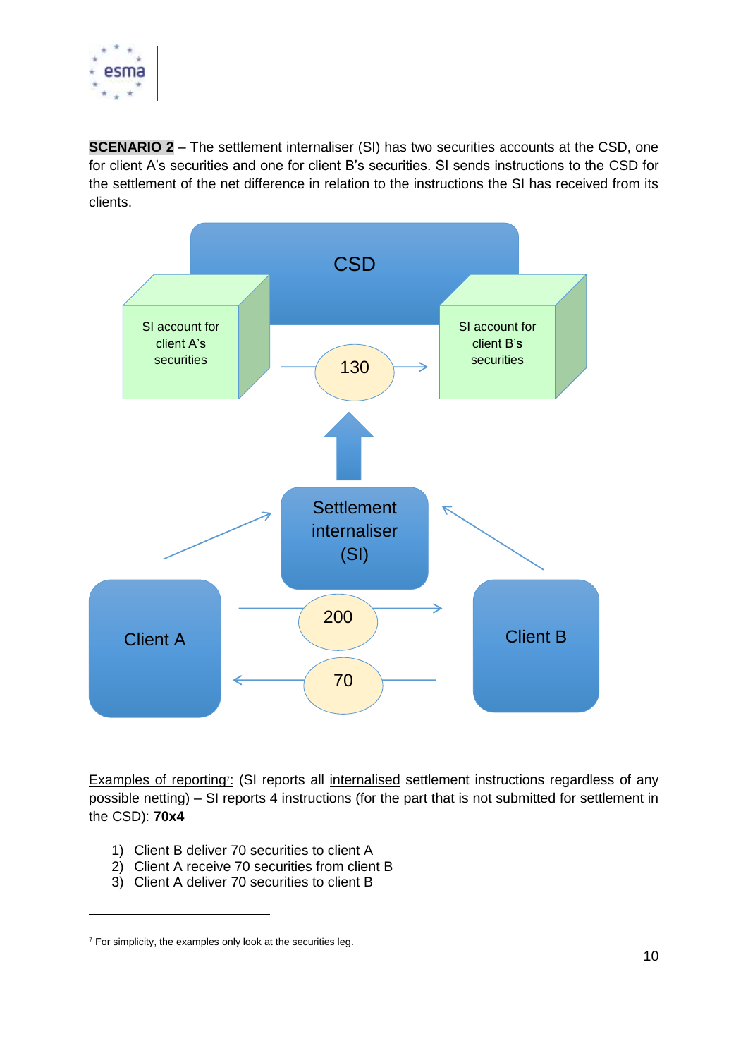**SCENARIO 2** – The settlement internaliser (SI) has two securities accounts at the CSD, one for client A's securities and one for client B's securities. SI sends instructions to the CSD for the settlement of the net difference in relation to the instructions the SI has received from its clients.

CSD

SI account for client A's securities

130

SI account for client B's securities

Settlement internaliser (SI)

Client A

200

70

Client B

Examples of reporting[7]: (SI reports all internalised settlement instructions regardless of any possible netting) – SI reports 4 instructions (for the part that is not submitted for settlement in the CSD): **70x4**

1) Client B deliver 70 securities to client A
2) Client A receive 70 securities from client B
3) Client A deliver 70 securities to client B

[7] For simplicity, the examples only look at the securities leg.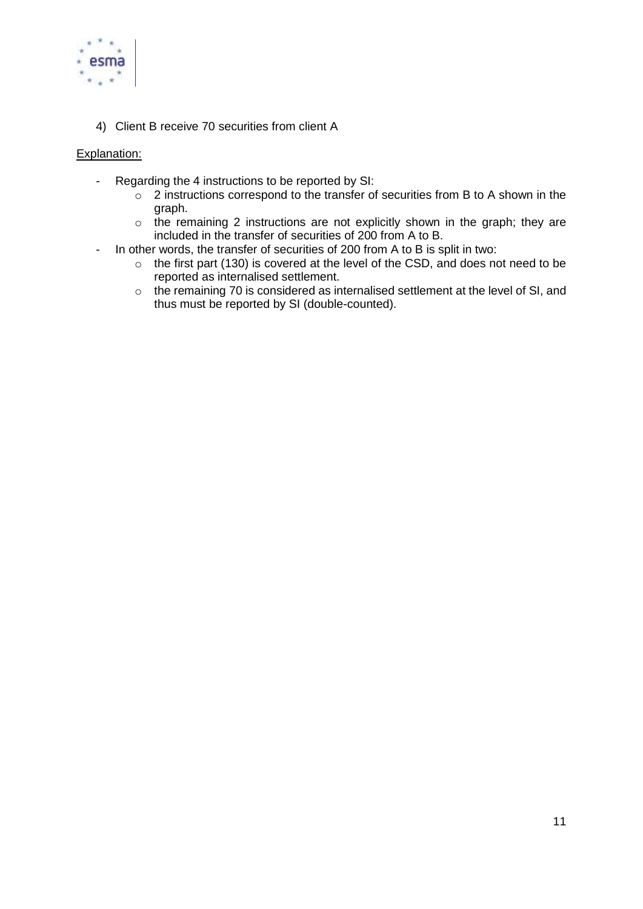4) Client B receive 70 securities from client A

Explanation:

- Regarding the 4 instructions to be reported by SI:
  - 2 instructions correspond to the transfer of securities from B to A shown in the graph.
  - the remaining 2 instructions are not explicitly shown in the graph; they are included in the transfer of securities of 200 from A to B.
- In other words, the transfer of securities of 200 from A to B is split in two:
  - the first part (130) is covered at the level of the CSD, and does not need to be reported as internalised settlement.
  - the remaining 70 is considered as internalised settlement at the level of SI, and thus must be reported by SI (double-counted).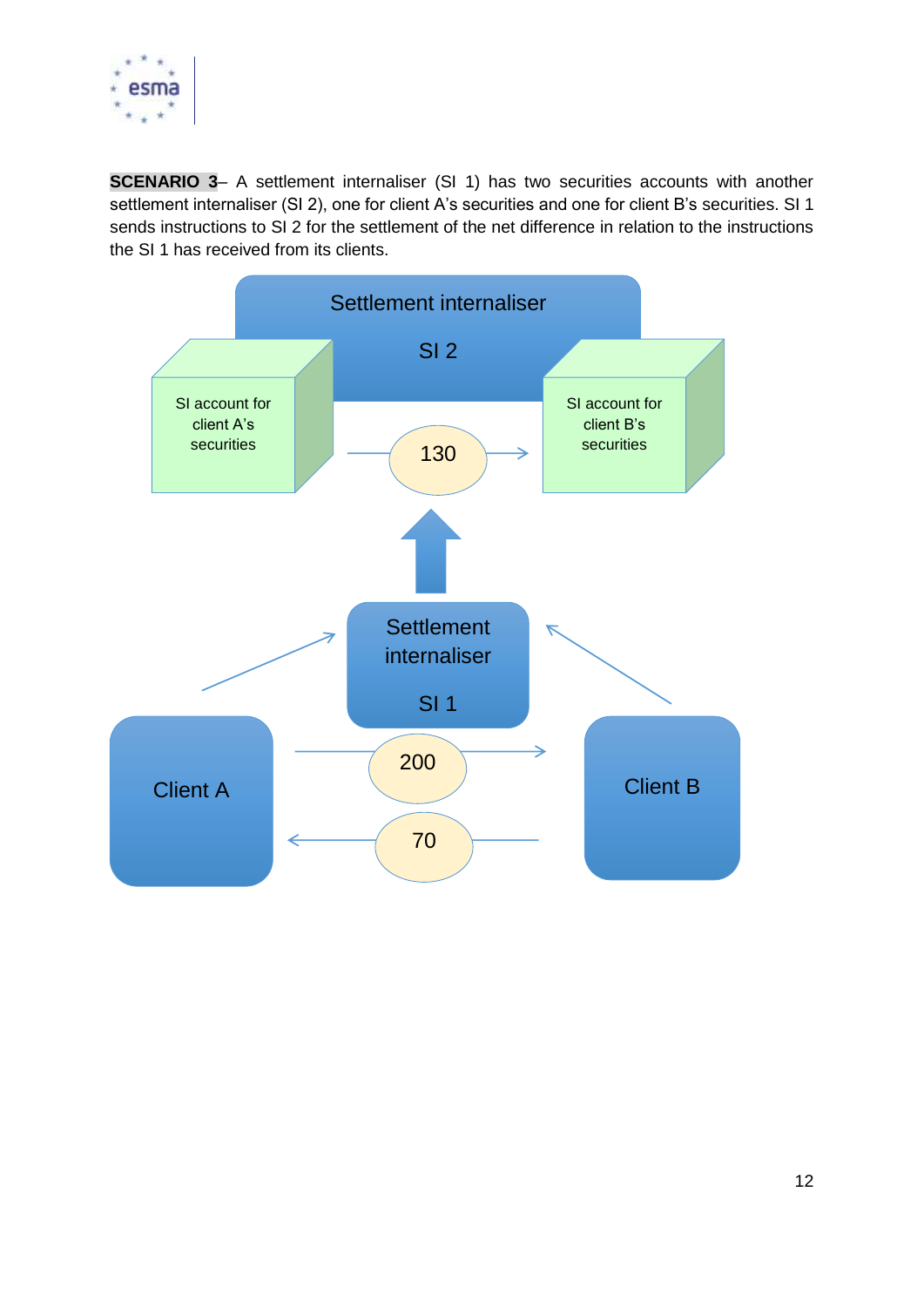**SCENARIO 3**– A settlement internaliser (SI 1) has two securities accounts with another settlement internaliser (SI 2), one for client A's securities and one for client B's securities. SI 1 sends instructions to SI 2 for the settlement of the net difference in relation to the instructions the SI 1 has received from its clients.

Settlement internaliser

SI 2

SI account for client A's securities

130

SI account for client B's securities

Settlement internaliser

SI 1

Client A

200

70

Client B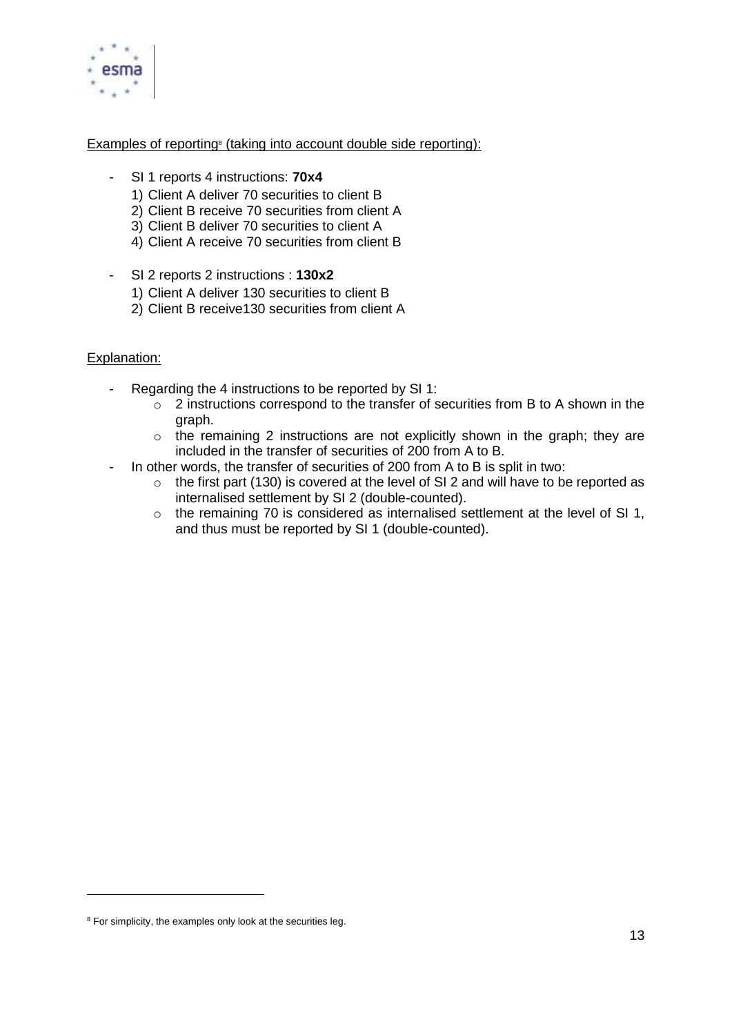Examples of reporting[8] (taking into account double side reporting):

- SI 1 reports 4 instructions: **70x4**
  1) Client A deliver 70 securities to client B
  2) Client B receive 70 securities from client A
  3) Client B deliver 70 securities to client A
  4) Client A receive 70 securities from client B

- SI 2 reports 2 instructions : **130x2**
  1) Client A deliver 130 securities to client B
  2) Client B receive130 securities from client A

Explanation:

- Regarding the 4 instructions to be reported by SI 1:
  - 2 instructions correspond to the transfer of securities from B to A shown in the graph.
  - the remaining 2 instructions are not explicitly shown in the graph; they are included in the transfer of securities of 200 from A to B.
- In other words, the transfer of securities of 200 from A to B is split in two:
  - the first part (130) is covered at the level of SI 2 and will have to be reported as internalised settlement by SI 2 (double-counted).
  - the remaining 70 is considered as internalised settlement at the level of SI 1, and thus must be reported by SI 1 (double-counted).

[8] For simplicity, the examples only look at the securities leg.